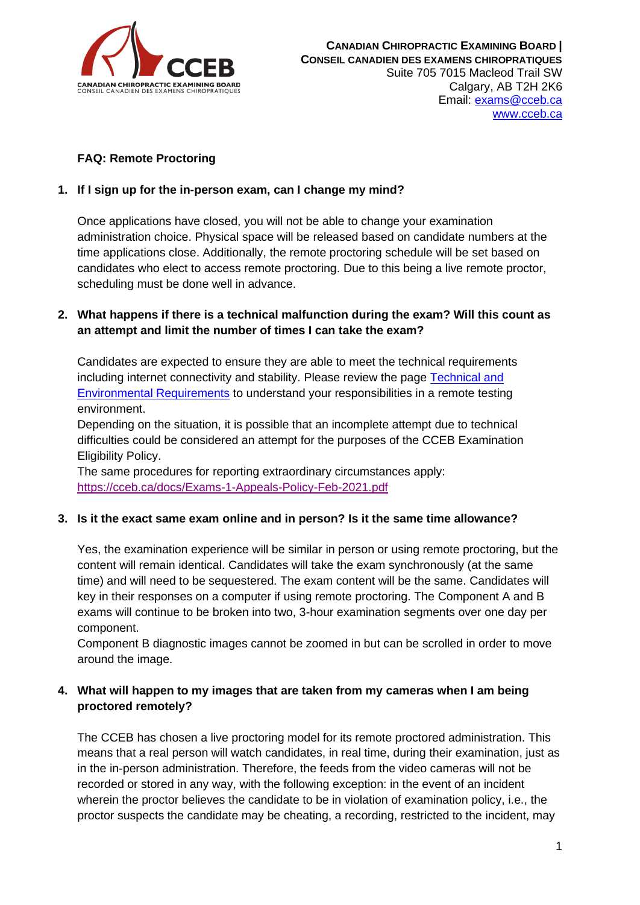**Canadian Chiropractic Examining Board | Conseil canadien des examens chiropratiques**
Suite 705 7015 Macleod Trail SW
Calgary, AB T2H 2K6
Email: [exams@cceb.ca](mailto:exams@cceb.ca)
[www.cceb.ca](http://www.cceb.ca)

## FAQ: Remote Proctoring

### 1. If I sign up for the in-person exam, can I change my mind?

Once applications have closed, you will not be able to change your examination administration choice. Physical space will be released based on candidate numbers at the time applications close. Additionally, the remote proctoring schedule will be set based on candidates who elect to access remote proctoring. Due to this being a live remote proctor, scheduling must be done well in advance.

### 2. What happens if there is a technical malfunction during the exam? Will this count as an attempt and limit the number of times I can take the exam?

Candidates are expected to ensure they are able to meet the technical requirements including internet connectivity and stability. Please review the page [Technical and Environmental Requirements]() to understand your responsibilities in a remote testing environment.

Depending on the situation, it is possible that an incomplete attempt due to technical difficulties could be considered an attempt for the purposes of the CCEB Examination Eligibility Policy.

The same procedures for reporting extraordinary circumstances apply: [https://cceb.ca/docs/Exams-1-Appeals-Policy-Feb-2021.pdf](https://cceb.ca/docs/Exams-1-Appeals-Policy-Feb-2021.pdf)

### 3. Is it the exact same exam online and in person? Is it the same time allowance?

Yes, the examination experience will be similar in person or using remote proctoring, but the content will remain identical. Candidates will take the exam synchronously (at the same time) and will need to be sequestered. The exam content will be the same. Candidates will key in their responses on a computer if using remote proctoring. The Component A and B exams will continue to be broken into two, 3-hour examination segments over one day per component.

Component B diagnostic images cannot be zoomed in but can be scrolled in order to move around the image.

### 4. What will happen to my images that are taken from my cameras when I am being proctored remotely?

The CCEB has chosen a live proctoring model for its remote proctored administration. This means that a real person will watch candidates, in real time, during their examination, just as in the in-person administration. Therefore, the feeds from the video cameras will not be recorded or stored in any way, with the following exception: in the event of an incident wherein the proctor believes the candidate to be in violation of examination policy, i.e., the proctor suspects the candidate may be cheating, a recording, restricted to the incident, may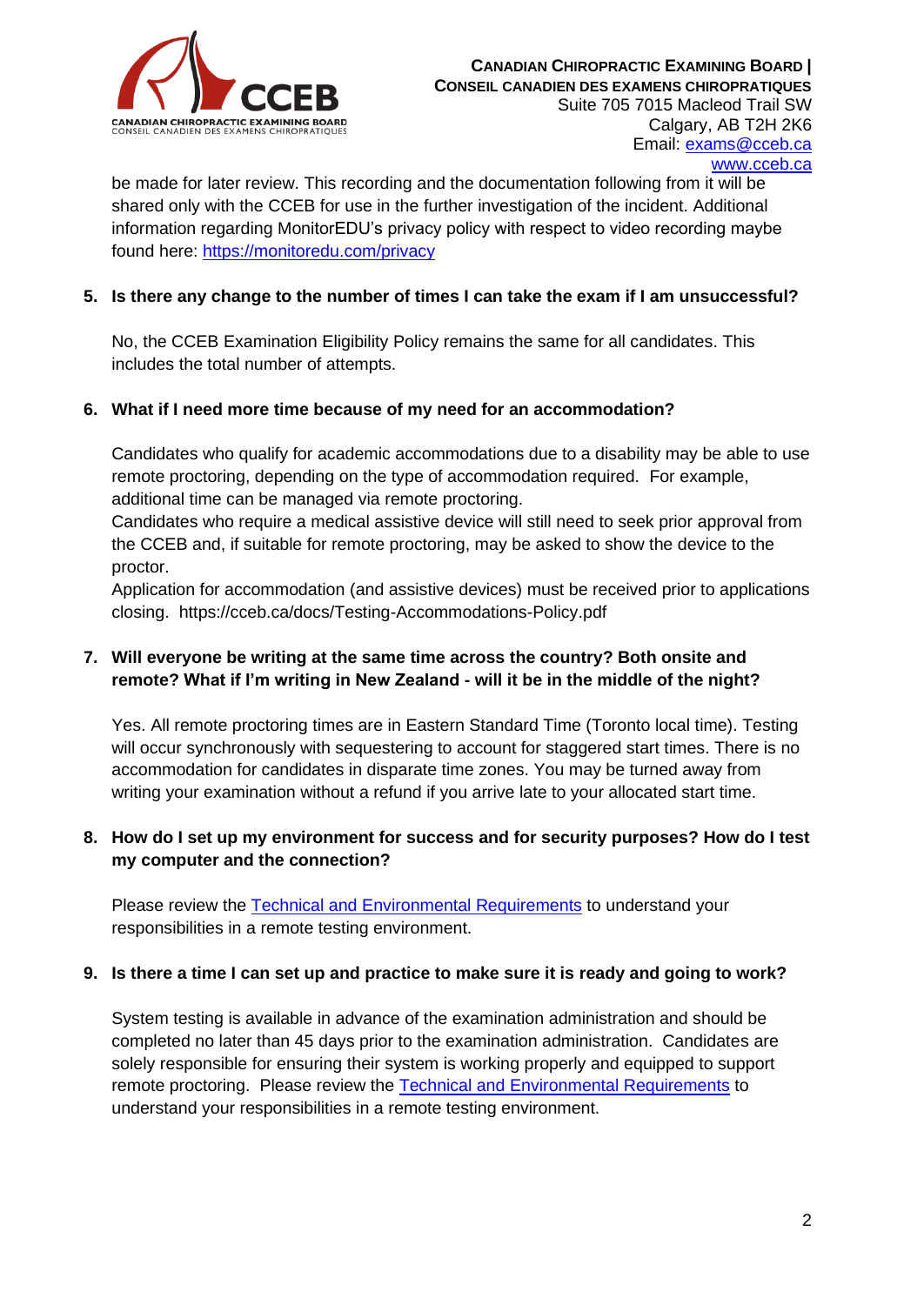be made for later review. This recording and the documentation following from it will be shared only with the CCEB for use in the further investigation of the incident. Additional information regarding MonitorEDU's privacy policy with respect to video recording maybe found here: [https://monitoredu.com/privacy](https://monitoredu.com/privacy)

**5. Is there any change to the number of times I can take the exam if I am unsuccessful?**

No, the CCEB Examination Eligibility Policy remains the same for all candidates. This includes the total number of attempts.

**6. What if I need more time because of my need for an accommodation?**

Candidates who qualify for academic accommodations due to a disability may be able to use remote proctoring, depending on the type of accommodation required. For example, additional time can be managed via remote proctoring.

Candidates who require a medical assistive device will still need to seek prior approval from the CCEB and, if suitable for remote proctoring, may be asked to show the device to the proctor.

Application for accommodation (and assistive devices) must be received prior to applications closing. https://cceb.ca/docs/Testing-Accommodations-Policy.pdf

**7. Will everyone be writing at the same time across the country? Both onsite and remote? What if I'm writing in New Zealand - will it be in the middle of the night?**

Yes. All remote proctoring times are in Eastern Standard Time (Toronto local time). Testing will occur synchronously with sequestering to account for staggered start times. There is no accommodation for candidates in disparate time zones. You may be turned away from writing your examination without a refund if you arrive late to your allocated start time.

**8. How do I set up my environment for success and for security purposes? How do I test my computer and the connection?**

Please review the Technical and Environmental Requirements to understand your responsibilities in a remote testing environment.

**9. Is there a time I can set up and practice to make sure it is ready and going to work?**

System testing is available in advance of the examination administration and should be completed no later than 45 days prior to the examination administration. Candidates are solely responsible for ensuring their system is working properly and equipped to support remote proctoring. Please review the Technical and Environmental Requirements to understand your responsibilities in a remote testing environment.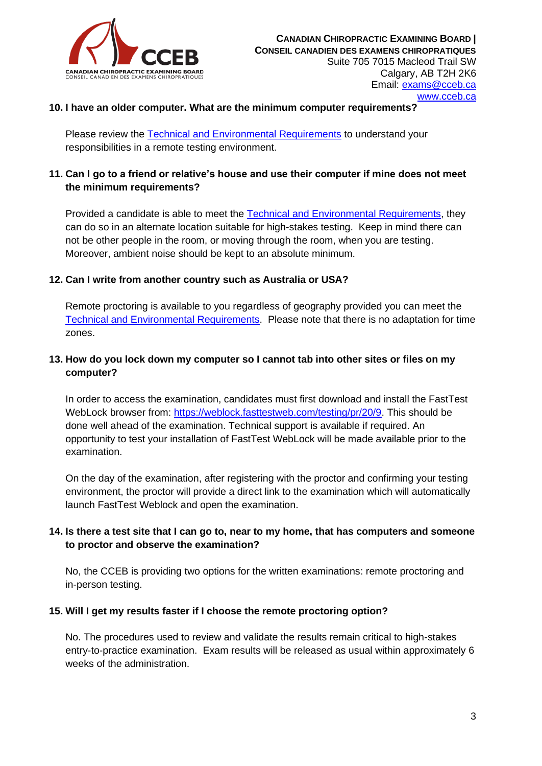**10. I have an older computer. What are the minimum computer requirements?**

Please review the [Technical and Environmental Requirements]() to understand your responsibilities in a remote testing environment.

**11. Can I go to a friend or relative's house and use their computer if mine does not meet the minimum requirements?**

Provided a candidate is able to meet the [Technical and Environmental Requirements](), they can do so in an alternate location suitable for high-stakes testing. Keep in mind there can not be other people in the room, or moving through the room, when you are testing. Moreover, ambient noise should be kept to an absolute minimum.

**12. Can I write from another country such as Australia or USA?**

Remote proctoring is available to you regardless of geography provided you can meet the [Technical and Environmental Requirements](). Please note that there is no adaptation for time zones.

**13. How do you lock down my computer so I cannot tab into other sites or files on my computer?**

In order to access the examination, candidates must first download and install the FastTest WebLock browser from: https://weblock.fasttestweb.com/testing/pr/20/9. This should be done well ahead of the examination. Technical support is available if required. An opportunity to test your installation of FastTest WebLock will be made available prior to the examination.

On the day of the examination, after registering with the proctor and confirming your testing environment, the proctor will provide a direct link to the examination which will automatically launch FastTest Weblock and open the examination.

**14. Is there a test site that I can go to, near to my home, that has computers and someone to proctor and observe the examination?**

No, the CCEB is providing two options for the written examinations: remote proctoring and in-person testing.

**15. Will I get my results faster if I choose the remote proctoring option?**

No. The procedures used to review and validate the results remain critical to high-stakes entry-to-practice examination. Exam results will be released as usual within approximately 6 weeks of the administration.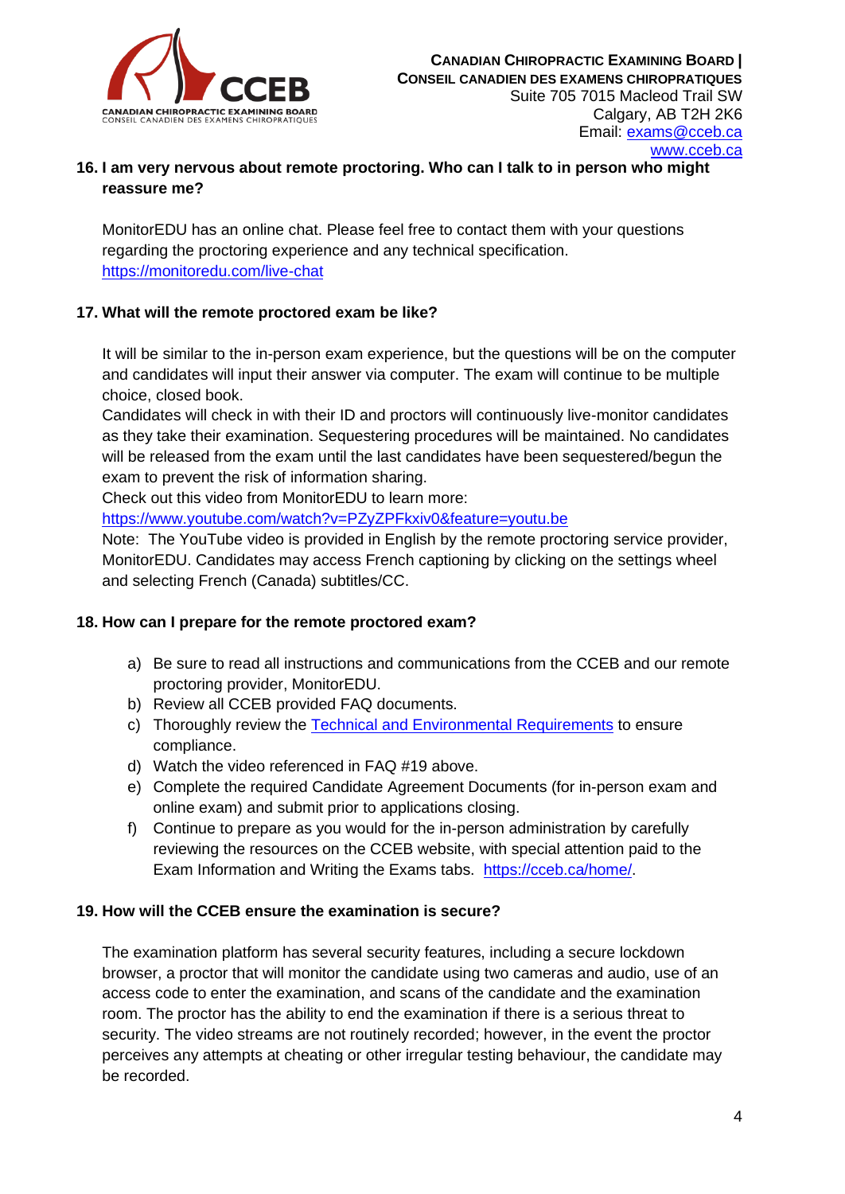### 16. I am very nervous about remote proctoring. Who can I talk to in person who might reassure me?

MonitorEDU has an online chat. Please feel free to contact them with your questions regarding the proctoring experience and any technical specification.
https://monitoredu.com/live-chat

### 17. What will the remote proctored exam be like?

It will be similar to the in-person exam experience, but the questions will be on the computer and candidates will input their answer via computer. The exam will continue to be multiple choice, closed book.
Candidates will check in with their ID and proctors will continuously live-monitor candidates as they take their examination. Sequestering procedures will be maintained. No candidates will be released from the exam until the last candidates have been sequestered/begun the exam to prevent the risk of information sharing.
Check out this video from MonitorEDU to learn more:
https://www.youtube.com/watch?v=PZyZPFkxiv0&feature=youtu.be
Note: The YouTube video is provided in English by the remote proctoring service provider, MonitorEDU. Candidates may access French captioning by clicking on the settings wheel and selecting French (Canada) subtitles/CC.

### 18. How can I prepare for the remote proctored exam?

a) Be sure to read all instructions and communications from the CCEB and our remote proctoring provider, MonitorEDU.
b) Review all CCEB provided FAQ documents.
c) Thoroughly review the Technical and Environmental Requirements to ensure compliance.
d) Watch the video referenced in FAQ #19 above.
e) Complete the required Candidate Agreement Documents (for in-person exam and online exam) and submit prior to applications closing.
f) Continue to prepare as you would for the in-person administration by carefully reviewing the resources on the CCEB website, with special attention paid to the Exam Information and Writing the Exams tabs. https://cceb.ca/home/.

### 19. How will the CCEB ensure the examination is secure?

The examination platform has several security features, including a secure lockdown browser, a proctor that will monitor the candidate using two cameras and audio, use of an access code to enter the examination, and scans of the candidate and the examination room. The proctor has the ability to end the examination if there is a serious threat to security. The video streams are not routinely recorded; however, in the event the proctor perceives any attempts at cheating or other irregular testing behaviour, the candidate may be recorded.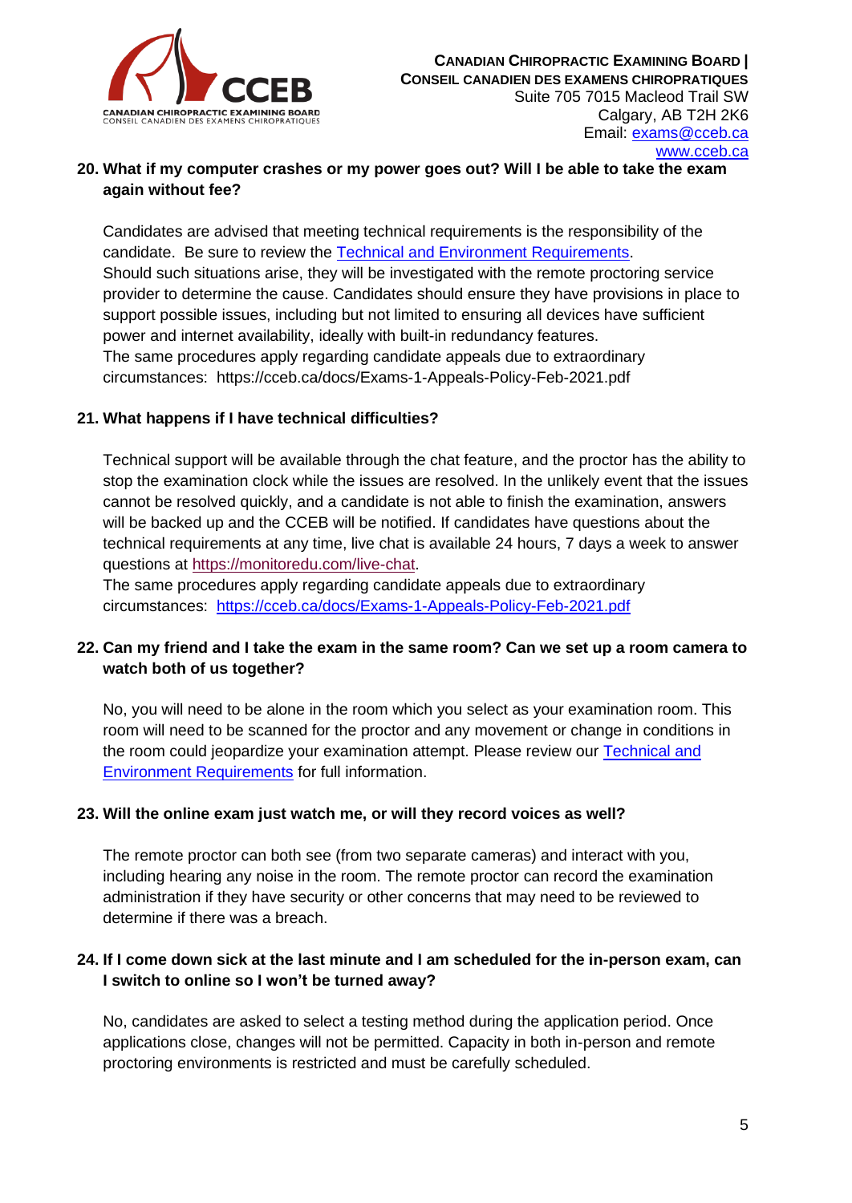### 20. What if my computer crashes or my power goes out? Will I be able to take the exam again without fee?

Candidates are advised that meeting technical requirements is the responsibility of the candidate. Be sure to review the [Technical and Environment Requirements](#). Should such situations arise, they will be investigated with the remote proctoring service provider to determine the cause. Candidates should ensure they have provisions in place to support possible issues, including but not limited to ensuring all devices have sufficient power and internet availability, ideally with built-in redundancy features.
The same procedures apply regarding candidate appeals due to extraordinary circumstances: https://cceb.ca/docs/Exams-1-Appeals-Policy-Feb-2021.pdf

### 21. What happens if I have technical difficulties?

Technical support will be available through the chat feature, and the proctor has the ability to stop the examination clock while the issues are resolved. In the unlikely event that the issues cannot be resolved quickly, and a candidate is not able to finish the examination, answers will be backed up and the CCEB will be notified. If candidates have questions about the technical requirements at any time, live chat is available 24 hours, 7 days a week to answer questions at https://monitoredu.com/live-chat.
The same procedures apply regarding candidate appeals due to extraordinary circumstances: https://cceb.ca/docs/Exams-1-Appeals-Policy-Feb-2021.pdf

### 22. Can my friend and I take the exam in the same room? Can we set up a room camera to watch both of us together?

No, you will need to be alone in the room which you select as your examination room. This room will need to be scanned for the proctor and any movement or change in conditions in the room could jeopardize your examination attempt. Please review our [Technical and Environment Requirements](#) for full information.

### 23. Will the online exam just watch me, or will they record voices as well?

The remote proctor can both see (from two separate cameras) and interact with you, including hearing any noise in the room. The remote proctor can record the examination administration if they have security or other concerns that may need to be reviewed to determine if there was a breach.

### 24. If I come down sick at the last minute and I am scheduled for the in-person exam, can I switch to online so I won't be turned away?

No, candidates are asked to select a testing method during the application period. Once applications close, changes will not be permitted. Capacity in both in-person and remote proctoring environments is restricted and must be carefully scheduled.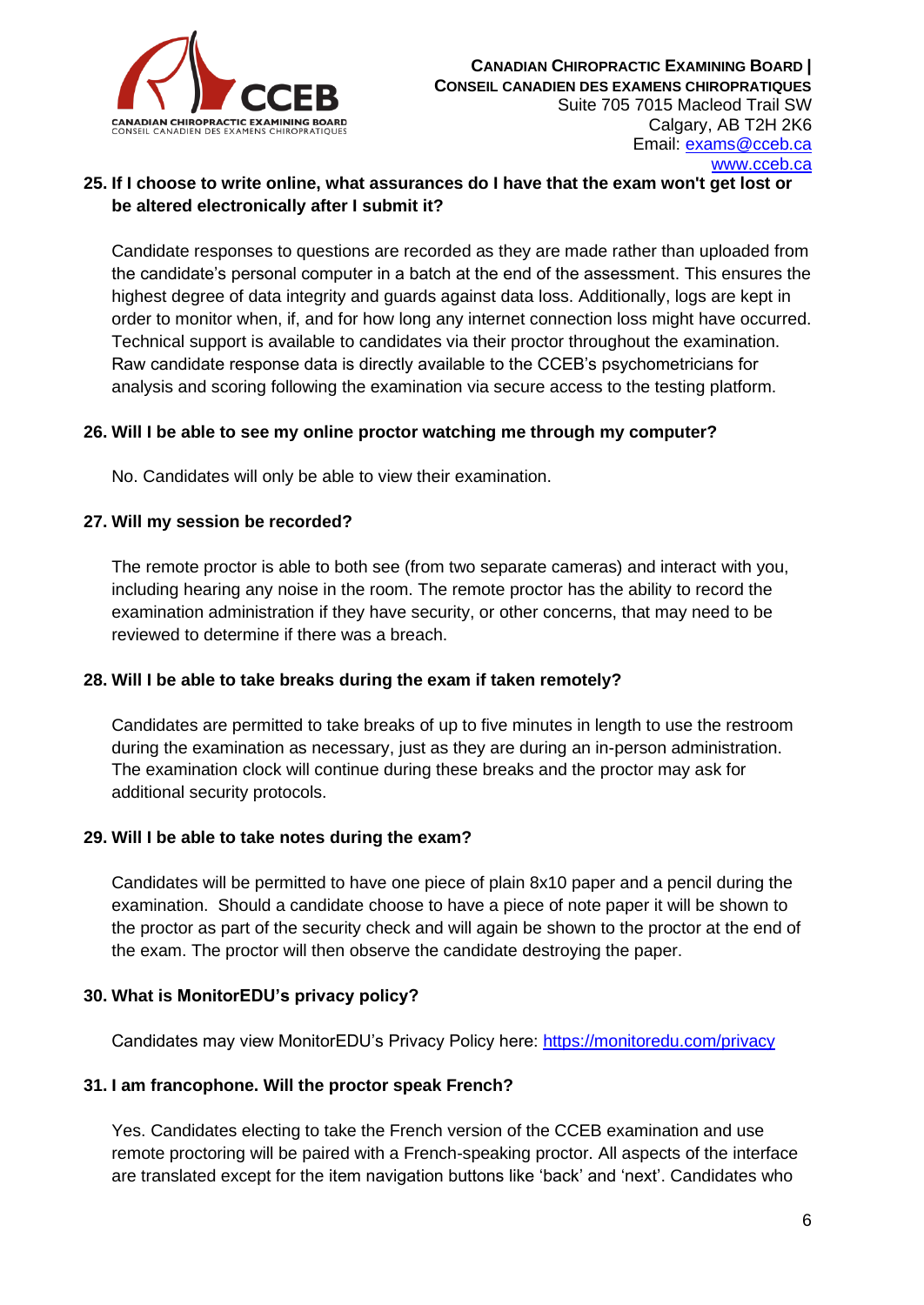**25. If I choose to write online, what assurances do I have that the exam won't get lost or be altered electronically after I submit it?**

Candidate responses to questions are recorded as they are made rather than uploaded from the candidate's personal computer in a batch at the end of the assessment. This ensures the highest degree of data integrity and guards against data loss. Additionally, logs are kept in order to monitor when, if, and for how long any internet connection loss might have occurred. Technical support is available to candidates via their proctor throughout the examination. Raw candidate response data is directly available to the CCEB's psychometricians for analysis and scoring following the examination via secure access to the testing platform.

**26. Will I be able to see my online proctor watching me through my computer?**

No. Candidates will only be able to view their examination.

**27. Will my session be recorded?**

The remote proctor is able to both see (from two separate cameras) and interact with you, including hearing any noise in the room. The remote proctor has the ability to record the examination administration if they have security, or other concerns, that may need to be reviewed to determine if there was a breach.

**28. Will I be able to take breaks during the exam if taken remotely?**

Candidates are permitted to take breaks of up to five minutes in length to use the restroom during the examination as necessary, just as they are during an in-person administration. The examination clock will continue during these breaks and the proctor may ask for additional security protocols.

**29. Will I be able to take notes during the exam?**

Candidates will be permitted to have one piece of plain 8x10 paper and a pencil during the examination. Should a candidate choose to have a piece of note paper it will be shown to the proctor as part of the security check and will again be shown to the proctor at the end of the exam. The proctor will then observe the candidate destroying the paper.

**30. What is MonitorEDU's privacy policy?**

Candidates may view MonitorEDU's Privacy Policy here: https://monitoredu.com/privacy

**31. I am francophone. Will the proctor speak French?**

Yes. Candidates electing to take the French version of the CCEB examination and use remote proctoring will be paired with a French-speaking proctor. All aspects of the interface are translated except for the item navigation buttons like 'back' and 'next'. Candidates who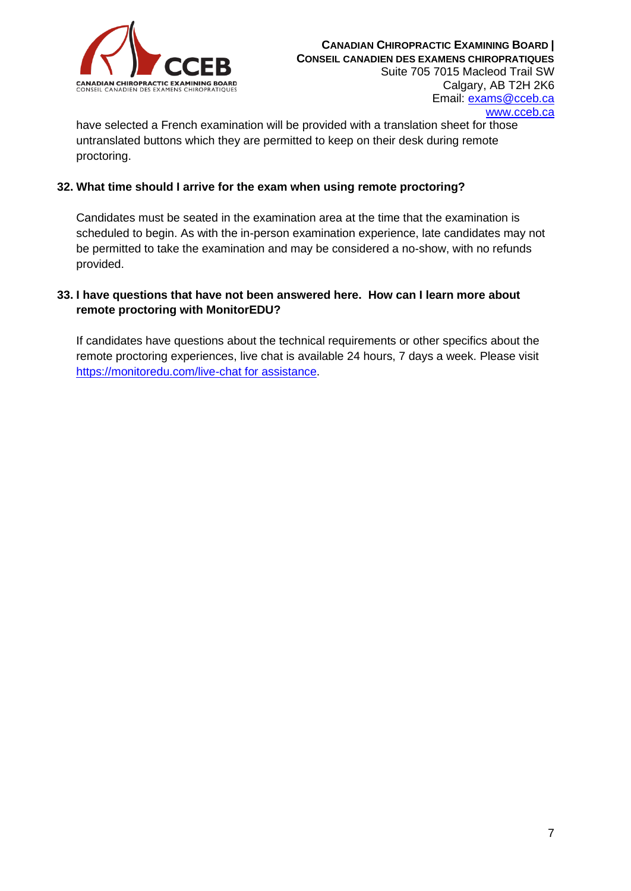have selected a French examination will be provided with a translation sheet for those untranslated buttons which they are permitted to keep on their desk during remote proctoring.

**32. What time should I arrive for the exam when using remote proctoring?**

Candidates must be seated in the examination area at the time that the examination is scheduled to begin. As with the in-person examination experience, late candidates may not be permitted to take the examination and may be considered a no-show, with no refunds provided.

**33. I have questions that have not been answered here. How can I learn more about remote proctoring with MonitorEDU?**

If candidates have questions about the technical requirements or other specifics about the remote proctoring experiences, live chat is available 24 hours, 7 days a week. Please visit https://monitoredu.com/live-chat for assistance.